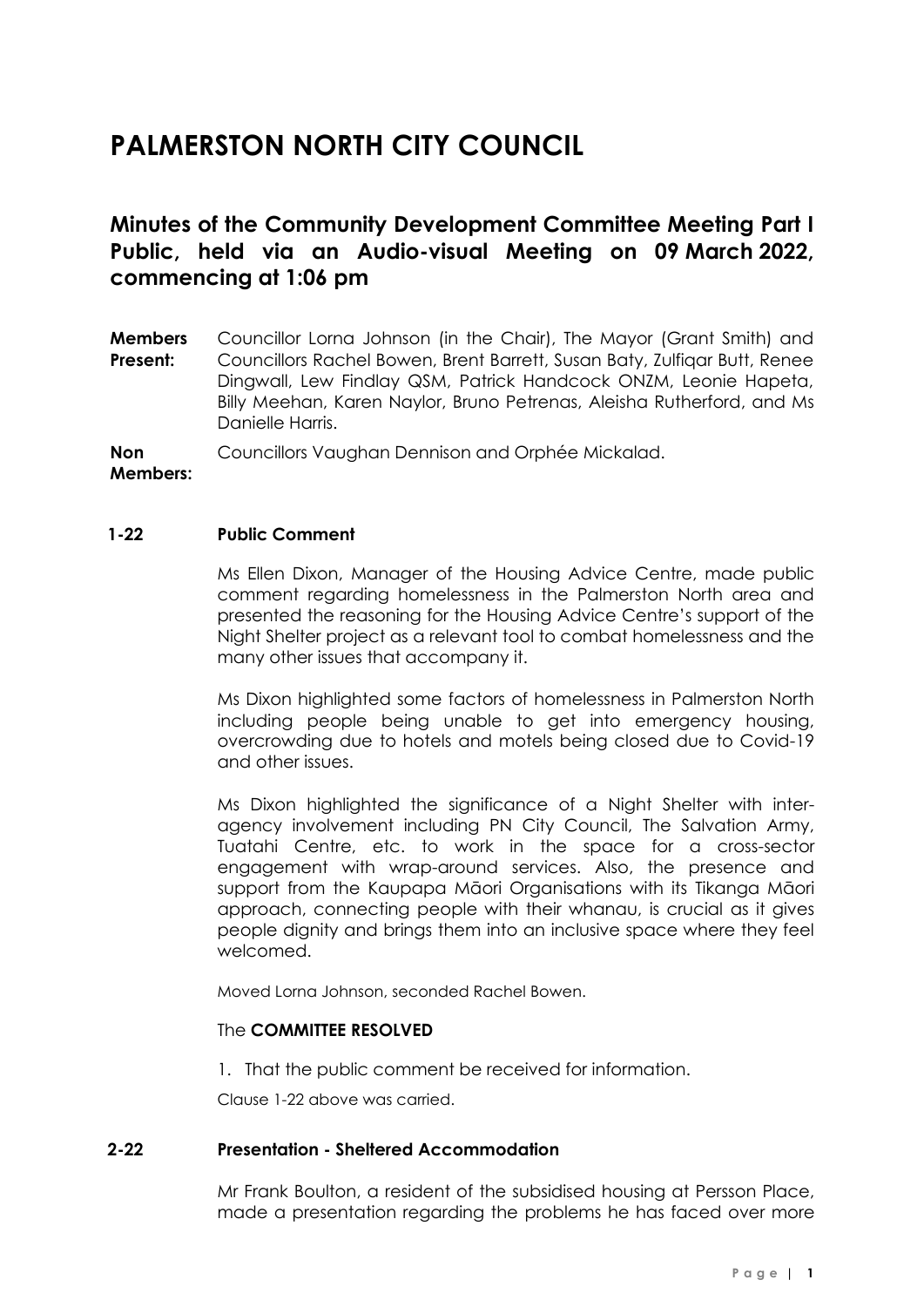# PALMERSTON NORTH CITY COUNCIL

## Minutes of the Community Development Committee Meeting Part I Public, held via an Audio-visual Meeting on 09 March 2022, commencing at 1:06 pm

**Members Present:** Councillor Lorna Johnson (in the Chair), The Mayor (Grant Smith) and Councillors Rachel Bowen, Brent Barrett, Susan Baty, Zulfiqar Butt, Renee Dingwall, Lew Findlay QSM, Patrick Handcock ONZM, Leonie Hapeta, Billy Meehan, Karen Naylor, Bruno Petrenas, Aleisha Rutherford, and Ms Danielle Harris.

**Non Members:** Councillors Vaughan Dennison and Orphée Mickalad.

### 1-22 Public Comment

Ms Ellen Dixon, Manager of the Housing Advice Centre, made public comment regarding homelessness in the Palmerston North area and presented the reasoning for the Housing Advice Centre's support of the Night Shelter project as a relevant tool to combat homelessness and the many other issues that accompany it.

Ms Dixon highlighted some factors of homelessness in Palmerston North including people being unable to get into emergency housing, overcrowding due to hotels and motels being closed due to Covid-19 and other issues.

Ms Dixon highlighted the significance of a Night Shelter with inter-agency involvement including PN City Council, The Salvation Army, Tuatahi Centre, etc. to work in the space for a cross-sector engagement with wrap-around services. Also, the presence and support from the Kaupapa Māori Organisations with its Tikanga Māori approach, connecting people with their whanau, is crucial as it gives people dignity and brings them into an inclusive space where they feel welcomed.

Moved Lorna Johnson, seconded Rachel Bowen.

The **COMMITTEE RESOLVED**

1. That the public comment be received for information.

Clause 1-22 above was carried.

### 2-22 Presentation - Sheltered Accommodation

Mr Frank Boulton, a resident of the subsidised housing at Persson Place, made a presentation regarding the problems he has faced over more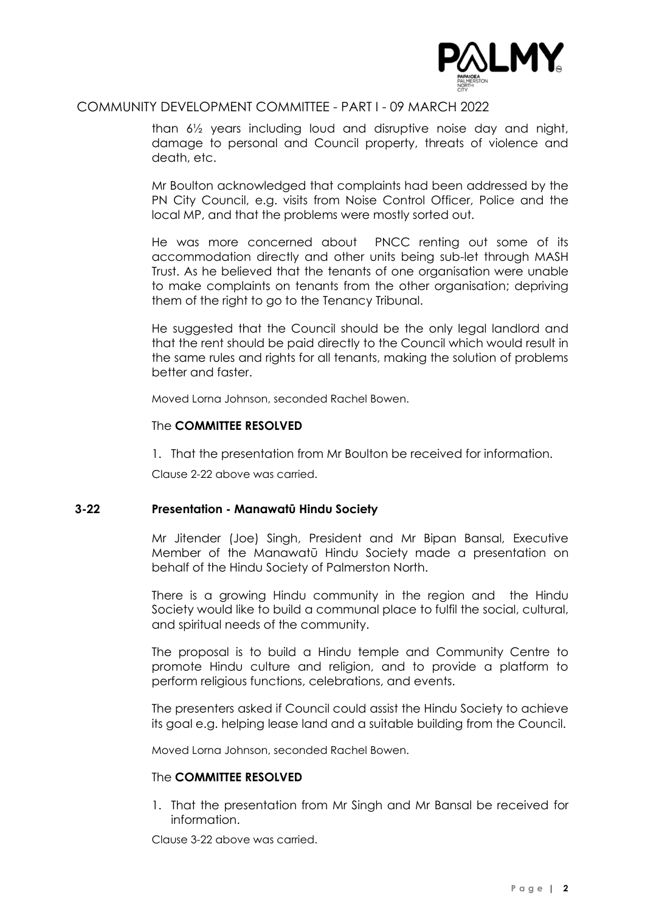than 6½ years including loud and disruptive noise day and night, damage to personal and Council property, threats of violence and death, etc.

Mr Boulton acknowledged that complaints had been addressed by the PN City Council, e.g. visits from Noise Control Officer, Police and the local MP, and that the problems were mostly sorted out.

He was more concerned about PNCC renting out some of its accommodation directly and other units being sub-let through MASH Trust. As he believed that the tenants of one organisation were unable to make complaints on tenants from the other organisation; depriving them of the right to go to the Tenancy Tribunal.

He suggested that the Council should be the only legal landlord and that the rent should be paid directly to the Council which would result in the same rules and rights for all tenants, making the solution of problems better and faster.

Moved Lorna Johnson, seconded Rachel Bowen.

The **COMMITTEE RESOLVED**

1. That the presentation from Mr Boulton be received for information.

Clause 2-22 above was carried.

### 3-22 Presentation - Manawatū Hindu Society

Mr Jitender (Joe) Singh, President and Mr Bipan Bansal, Executive Member of the Manawatū Hindu Society made a presentation on behalf of the Hindu Society of Palmerston North.

There is a growing Hindu community in the region and the Hindu Society would like to build a communal place to fulfil the social, cultural, and spiritual needs of the community.

The proposal is to build a Hindu temple and Community Centre to promote Hindu culture and religion, and to provide a platform to perform religious functions, celebrations, and events.

The presenters asked if Council could assist the Hindu Society to achieve its goal e.g. helping lease land and a suitable building from the Council.

Moved Lorna Johnson, seconded Rachel Bowen.

The **COMMITTEE RESOLVED**

1. That the presentation from Mr Singh and Mr Bansal be received for information.

Clause 3-22 above was carried.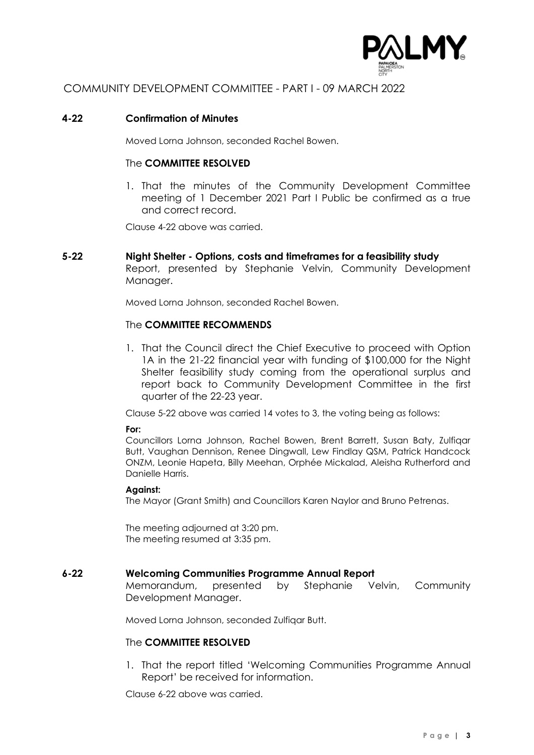COMMUNITY DEVELOPMENT COMMITTEE - PART I - 09 MARCH 2022

**4-22 Confirmation of Minutes**

Moved Lorna Johnson, seconded Rachel Bowen.

The **COMMITTEE RESOLVED**

1. That the minutes of the Community Development Committee meeting of 1 December 2021 Part I Public be confirmed as a true and correct record.

Clause 4-22 above was carried.

**5-22 Night Shelter - Options, costs and timeframes for a feasibility study**

Report, presented by Stephanie Velvin, Community Development Manager.

Moved Lorna Johnson, seconded Rachel Bowen.

The **COMMITTEE RECOMMENDS**

1. That the Council direct the Chief Executive to proceed with Option 1A in the 21-22 financial year with funding of $100,000 for the Night Shelter feasibility study coming from the operational surplus and report back to Community Development Committee in the first quarter of the 22-23 year.

Clause 5-22 above was carried 14 votes to 3, the voting being as follows:

**For:**

Councillors Lorna Johnson, Rachel Bowen, Brent Barrett, Susan Baty, Zulfiqar Butt, Vaughan Dennison, Renee Dingwall, Lew Findlay QSM, Patrick Handcock ONZM, Leonie Hapeta, Billy Meehan, Orphée Mickalad, Aleisha Rutherford and Danielle Harris.

**Against:**

The Mayor (Grant Smith) and Councillors Karen Naylor and Bruno Petrenas.

The meeting adjourned at 3:20 pm.
The meeting resumed at 3:35 pm.

**6-22 Welcoming Communities Programme Annual Report**

Memorandum, presented by Stephanie Velvin, Community Development Manager.

Moved Lorna Johnson, seconded Zulfiqar Butt.

The **COMMITTEE RESOLVED**

1. That the report titled 'Welcoming Communities Programme Annual Report' be received for information.

Clause 6-22 above was carried.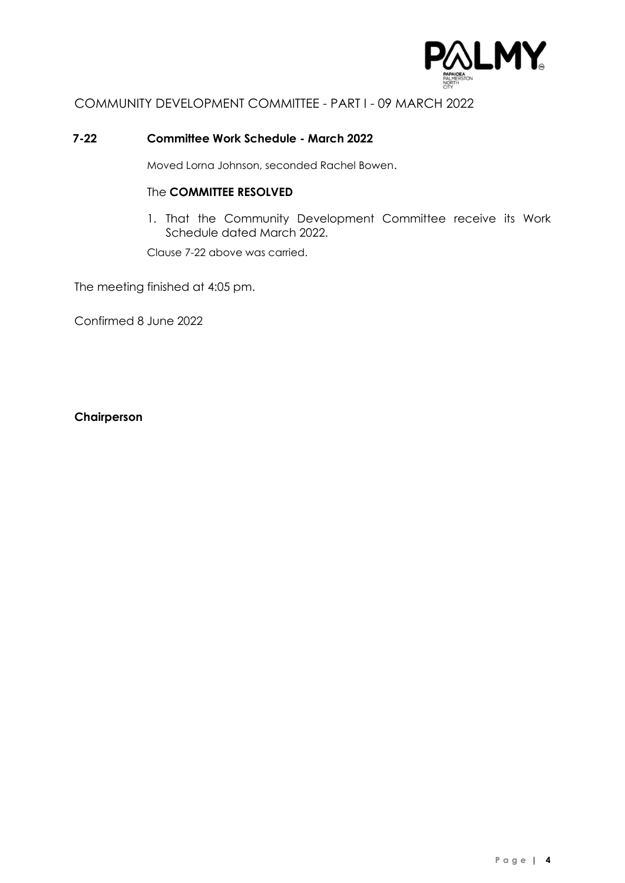## 7-22 Committee Work Schedule - March 2022

Moved Lorna Johnson, seconded Rachel Bowen.

The **COMMITTEE RESOLVED**

1. That the Community Development Committee receive its Work Schedule dated March 2022.

Clause 7-22 above was carried.

The meeting finished at 4:05 pm.

Confirmed 8 June 2022

**Chairperson**